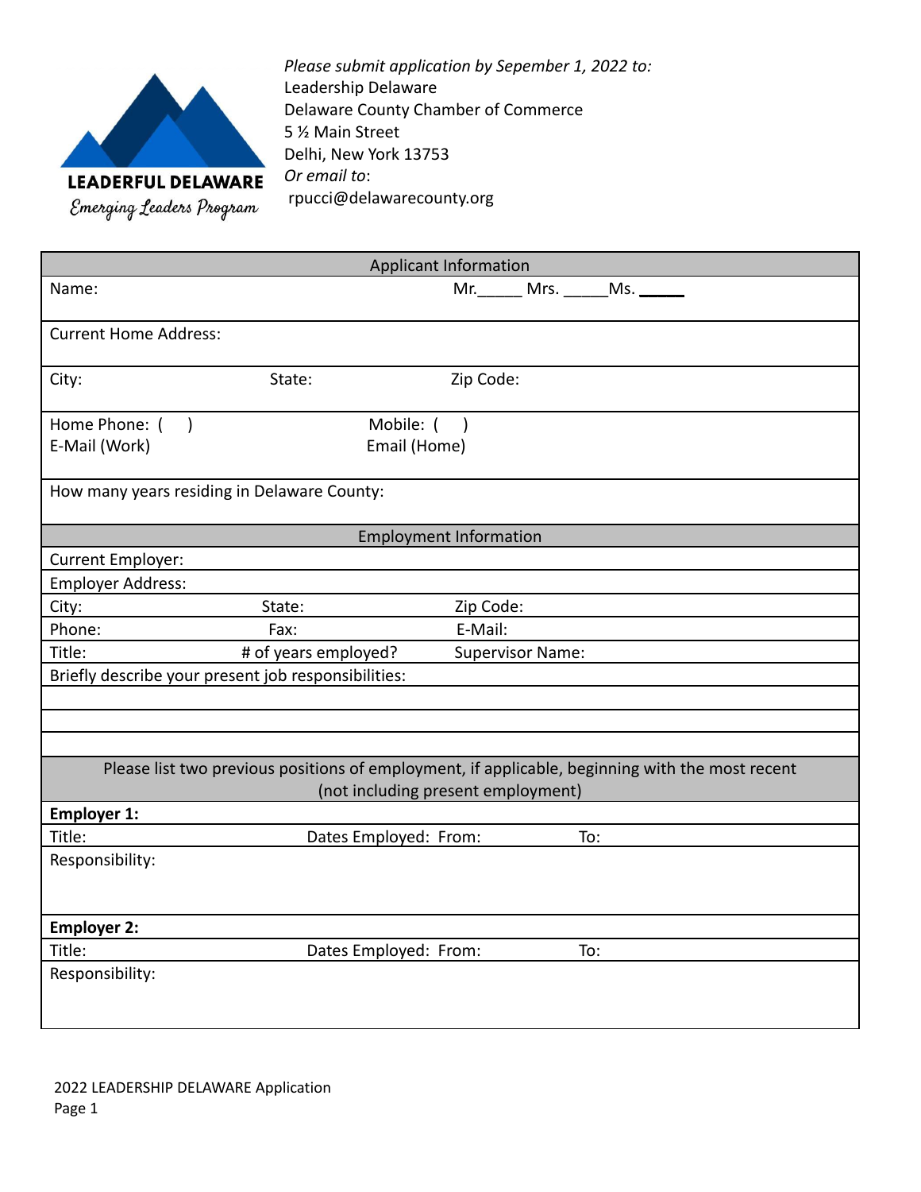**LEADERFUL DELAWARE**

*Emerging Leaders Program*

*Please submit application by Sepember 1, 2022 to:*
Leadership Delaware
Delaware County Chamber of Commerce
5 ½ Main Street
Delhi, New York 13753
*Or email to*:
rpucci@delawarecounty.org

| Applicant Information | | |
|---|---|---|
| Name: | | Mr.\_\_\_\_\_ Mrs. \_\_\_\_\_Ms. \_\_\_\_\_ |
| Current Home Address: | | |
| City: | State: | Zip Code: |
| Home Phone: (    )<br>E-Mail (Work) | Mobile: (    )<br>Email (Home) | |
| How many years residing in Delaware County: | | |

| Employment Information | | |
|---|---|---|
| Current Employer: | | |
| Employer Address: | | |
| City: | State: | Zip Code: |
| Phone: | Fax: | E-Mail: |
| Title: | # of years employed? | Supervisor Name: |
| Briefly describe your present job responsibilities: | | |
| | | |
| | | |
| | | |

| Please list two previous positions of employment, if applicable, beginning with the most recent (not including present employment) | | |
|---|---|---|
| **Employer 1:** | | |
| Title: | Dates Employed: From: | To: |
| Responsibility: | | |
| **Employer 2:** | | |
| Title: | Dates Employed: From: | To: |
| Responsibility: | | |

2022 LEADERSHIP DELAWARE Application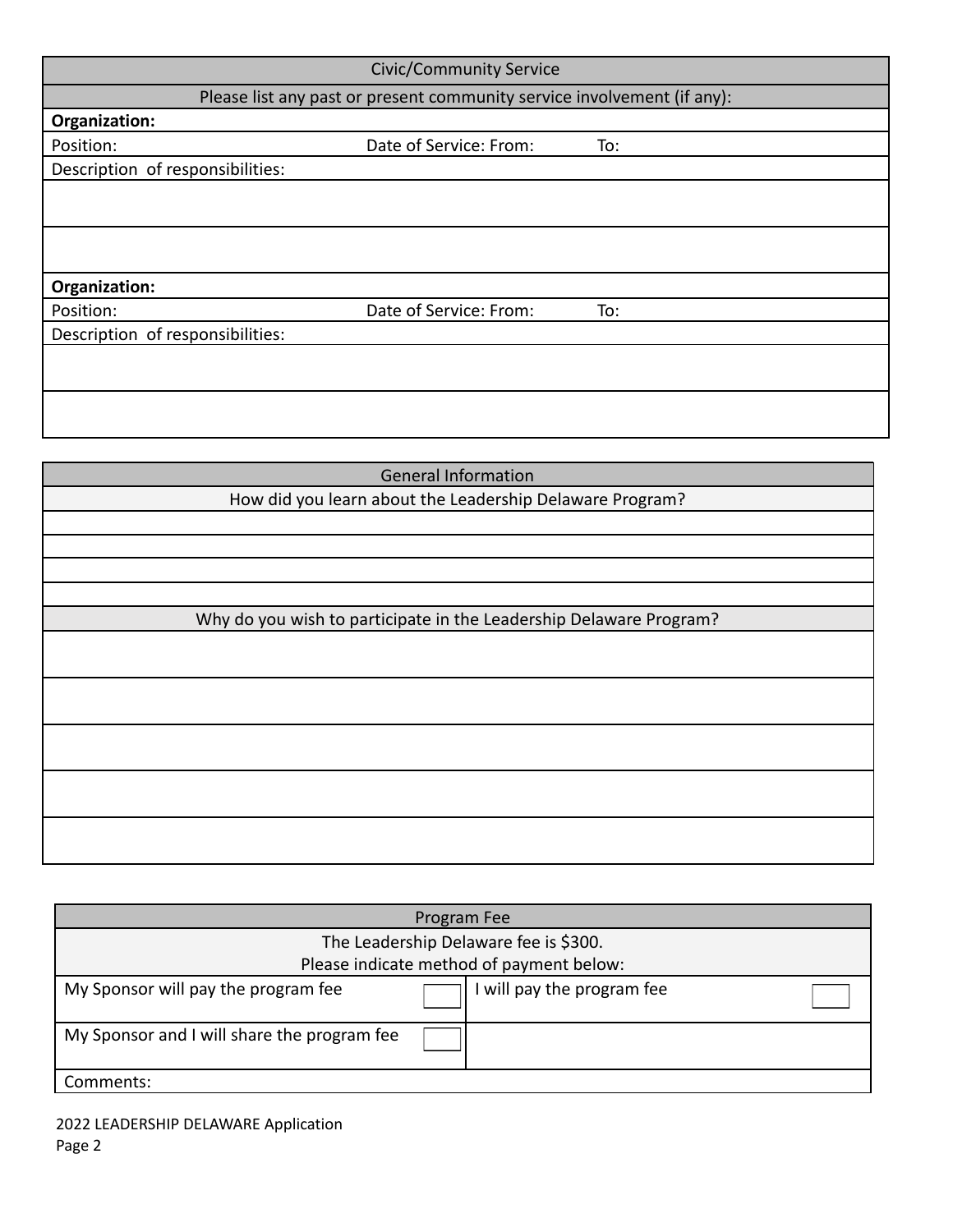## Civic/Community Service

Please list any past or present community service involvement (if any):

**Organization:**

| Position: | Date of Service: From: | To: |
|---|---|---|
| Description of responsibilities: | | |
| | | |
| | | |

**Organization:**

| Position: | Date of Service: From: | To: |
|---|---|---|
| Description of responsibilities: | | |
| | | |
| | | |

## General Information

How did you learn about the Leadership Delaware Program?

Why do you wish to participate in the Leadership Delaware Program?

## Program Fee

The Leadership Delaware fee is $300.
Please indicate method of payment below:

| | | | |
|---|---|---|---|
| My Sponsor will pay the program fee | ☐ | I will pay the program fee | ☐ |
| My Sponsor and I will share the program fee | ☐ | | |

Comments:

2022 LEADERSHIP DELAWARE Application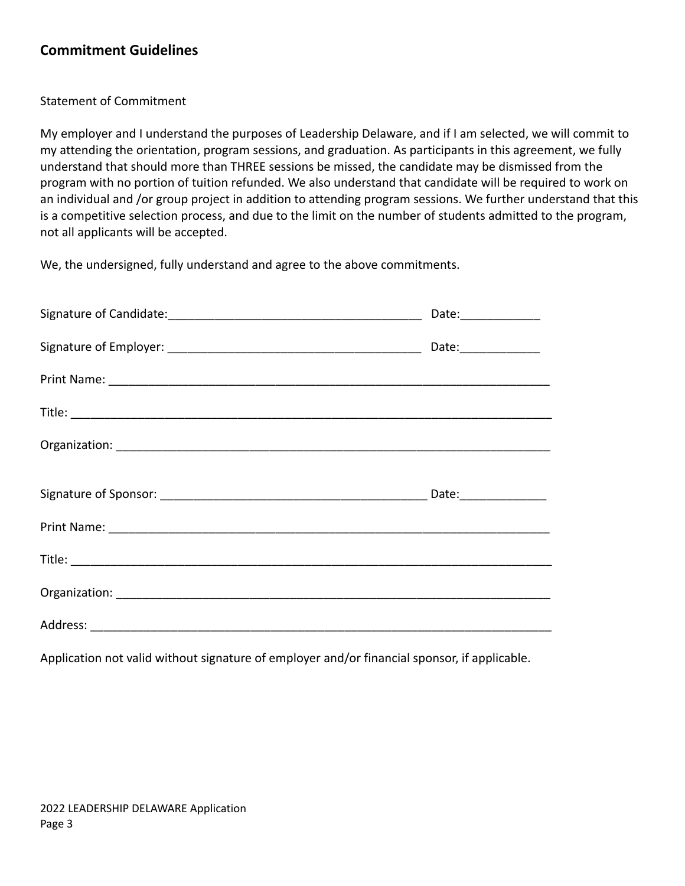## Commitment Guidelines

Statement of Commitment

My employer and I understand the purposes of Leadership Delaware, and if I am selected, we will commit to my attending the orientation, program sessions, and graduation. As participants in this agreement, we fully understand that should more than THREE sessions be missed, the candidate may be dismissed from the program with no portion of tuition refunded. We also understand that candidate will be required to work on an individual and /or group project in addition to attending program sessions. We further understand that this is a competitive selection process, and due to the limit on the number of students admitted to the program, not all applicants will be accepted.

We, the undersigned, fully understand and agree to the above commitments.

Signature of Candidate:_______________________________________ Date:____________

Signature of Employer: _______________________________________ Date:____________

Print Name: ____________________________________________________________________

Title: __________________________________________________________________________

Organization: ___________________________________________________________________

Signature of Sponsor: _________________________________________ Date:_____________

Print Name: ____________________________________________________________________

Title: __________________________________________________________________________

Organization: ___________________________________________________________________

Address: _______________________________________________________________________

Application not valid without signature of employer and/or financial sponsor, if applicable.